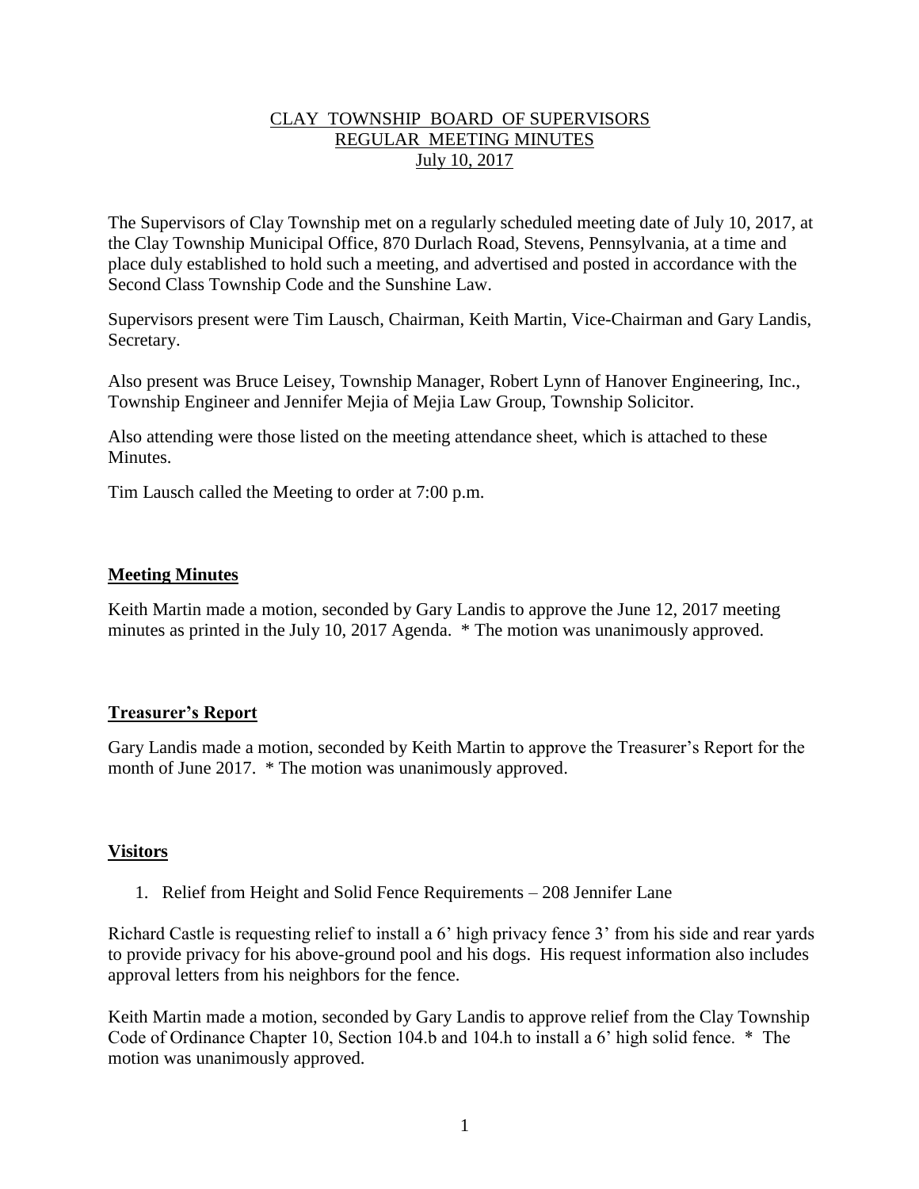# CLAY TOWNSHIP BOARD OF SUPERVISORS
## REGULAR MEETING MINUTES
## July 10, 2017

The Supervisors of Clay Township met on a regularly scheduled meeting date of July 10, 2017, at the Clay Township Municipal Office, 870 Durlach Road, Stevens, Pennsylvania, at a time and place duly established to hold such a meeting, and advertised and posted in accordance with the Second Class Township Code and the Sunshine Law.

Supervisors present were Tim Lausch, Chairman, Keith Martin, Vice-Chairman and Gary Landis, Secretary.

Also present was Bruce Leisey, Township Manager, Robert Lynn of Hanover Engineering, Inc., Township Engineer and Jennifer Mejia of Mejia Law Group, Township Solicitor.

Also attending were those listed on the meeting attendance sheet, which is attached to these Minutes.

Tim Lausch called the Meeting to order at 7:00 p.m.

### Meeting Minutes

Keith Martin made a motion, seconded by Gary Landis to approve the June 12, 2017 meeting minutes as printed in the July 10, 2017 Agenda. * The motion was unanimously approved.

### Treasurer's Report

Gary Landis made a motion, seconded by Keith Martin to approve the Treasurer's Report for the month of June 2017. * The motion was unanimously approved.

### Visitors

1. Relief from Height and Solid Fence Requirements – 208 Jennifer Lane

Richard Castle is requesting relief to install a 6' high privacy fence 3' from his side and rear yards to provide privacy for his above-ground pool and his dogs. His request information also includes approval letters from his neighbors for the fence.

Keith Martin made a motion, seconded by Gary Landis to approve relief from the Clay Township Code of Ordinance Chapter 10, Section 104.b and 104.h to install a 6' high solid fence. * The motion was unanimously approved.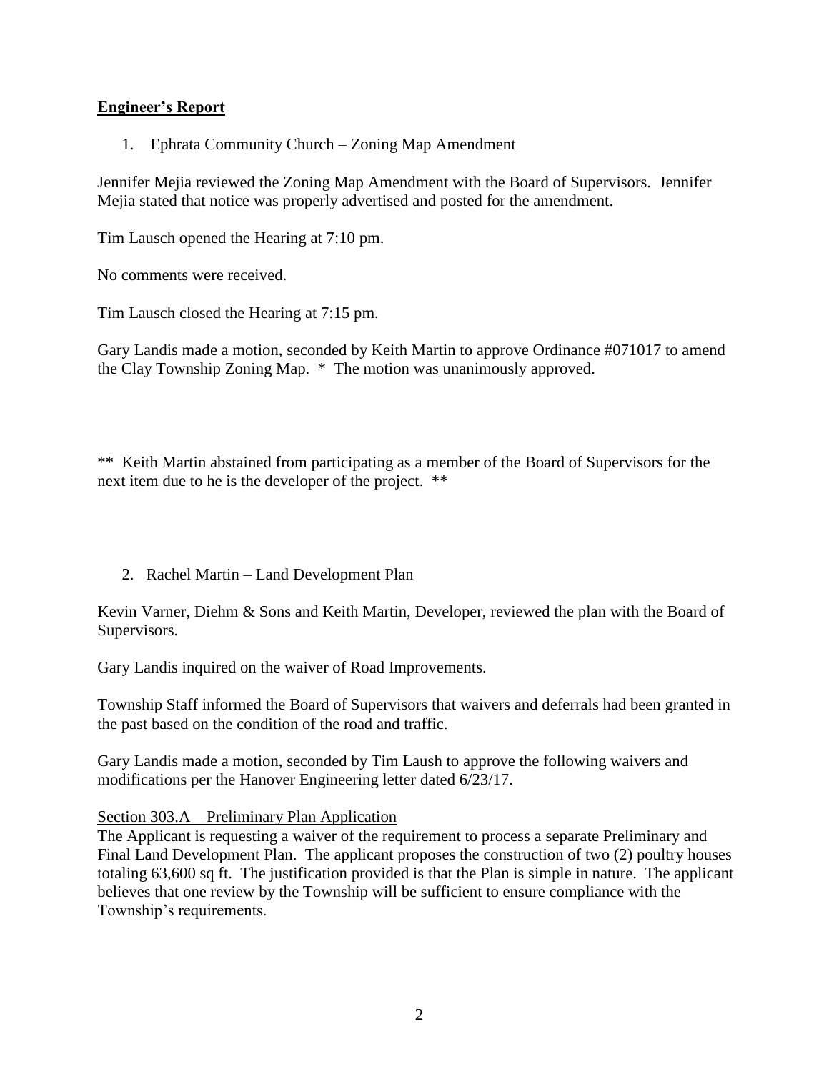**Engineer's Report**

1. Ephrata Community Church – Zoning Map Amendment

Jennifer Mejia reviewed the Zoning Map Amendment with the Board of Supervisors. Jennifer Mejia stated that notice was properly advertised and posted for the amendment.

Tim Lausch opened the Hearing at 7:10 pm.

No comments were received.

Tim Lausch closed the Hearing at 7:15 pm.

Gary Landis made a motion, seconded by Keith Martin to approve Ordinance #071017 to amend the Clay Township Zoning Map. * The motion was unanimously approved.

** Keith Martin abstained from participating as a member of the Board of Supervisors for the next item due to he is the developer of the project. **

2. Rachel Martin – Land Development Plan

Kevin Varner, Diehm & Sons and Keith Martin, Developer, reviewed the plan with the Board of Supervisors.

Gary Landis inquired on the waiver of Road Improvements.

Township Staff informed the Board of Supervisors that waivers and deferrals had been granted in the past based on the condition of the road and traffic.

Gary Landis made a motion, seconded by Tim Laush to approve the following waivers and modifications per the Hanover Engineering letter dated 6/23/17.

<u>Section 303.A – Preliminary Plan Application</u>
The Applicant is requesting a waiver of the requirement to process a separate Preliminary and Final Land Development Plan. The applicant proposes the construction of two (2) poultry houses totaling 63,600 sq ft. The justification provided is that the Plan is simple in nature. The applicant believes that one review by the Township will be sufficient to ensure compliance with the Township's requirements.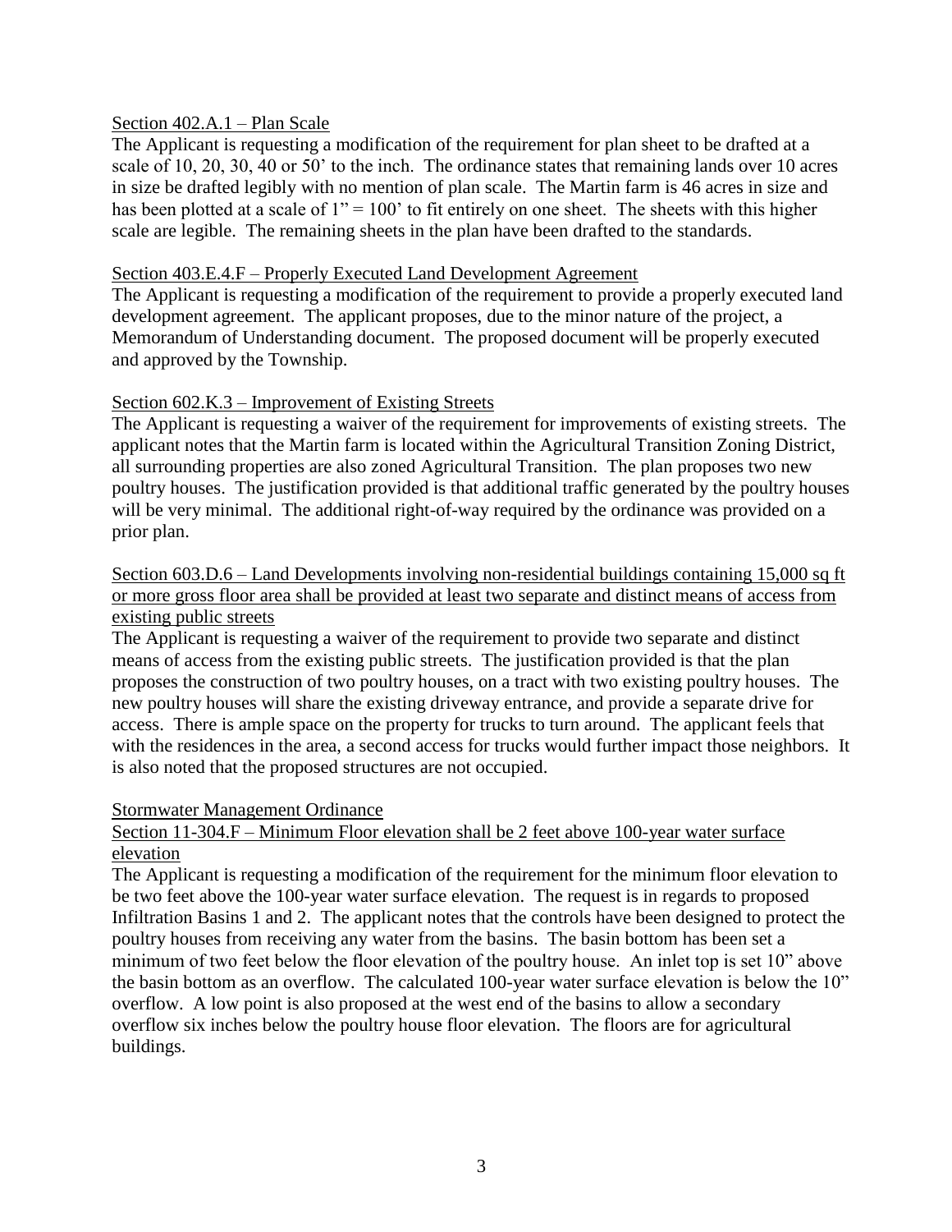Section 402.A.1 – Plan Scale

The Applicant is requesting a modification of the requirement for plan sheet to be drafted at a scale of 10, 20, 30, 40 or 50' to the inch. The ordinance states that remaining lands over 10 acres in size be drafted legibly with no mention of plan scale. The Martin farm is 46 acres in size and has been plotted at a scale of 1" = 100' to fit entirely on one sheet. The sheets with this higher scale are legible. The remaining sheets in the plan have been drafted to the standards.

Section 403.E.4.F – Properly Executed Land Development Agreement

The Applicant is requesting a modification of the requirement to provide a properly executed land development agreement. The applicant proposes, due to the minor nature of the project, a Memorandum of Understanding document. The proposed document will be properly executed and approved by the Township.

Section 602.K.3 – Improvement of Existing Streets

The Applicant is requesting a waiver of the requirement for improvements of existing streets. The applicant notes that the Martin farm is located within the Agricultural Transition Zoning District, all surrounding properties are also zoned Agricultural Transition. The plan proposes two new poultry houses. The justification provided is that additional traffic generated by the poultry houses will be very minimal. The additional right-of-way required by the ordinance was provided on a prior plan.

Section 603.D.6 – Land Developments involving non-residential buildings containing 15,000 sq ft or more gross floor area shall be provided at least two separate and distinct means of access from existing public streets

The Applicant is requesting a waiver of the requirement to provide two separate and distinct means of access from the existing public streets. The justification provided is that the plan proposes the construction of two poultry houses, on a tract with two existing poultry houses. The new poultry houses will share the existing driveway entrance, and provide a separate drive for access. There is ample space on the property for trucks to turn around. The applicant feels that with the residences in the area, a second access for trucks would further impact those neighbors. It is also noted that the proposed structures are not occupied.

Stormwater Management Ordinance

Section 11-304.F – Minimum Floor elevation shall be 2 feet above 100-year water surface elevation

The Applicant is requesting a modification of the requirement for the minimum floor elevation to be two feet above the 100-year water surface elevation. The request is in regards to proposed Infiltration Basins 1 and 2. The applicant notes that the controls have been designed to protect the poultry houses from receiving any water from the basins. The basin bottom has been set a minimum of two feet below the floor elevation of the poultry house. An inlet top is set 10" above the basin bottom as an overflow. The calculated 100-year water surface elevation is below the 10" overflow. A low point is also proposed at the west end of the basins to allow a secondary overflow six inches below the poultry house floor elevation. The floors are for agricultural buildings.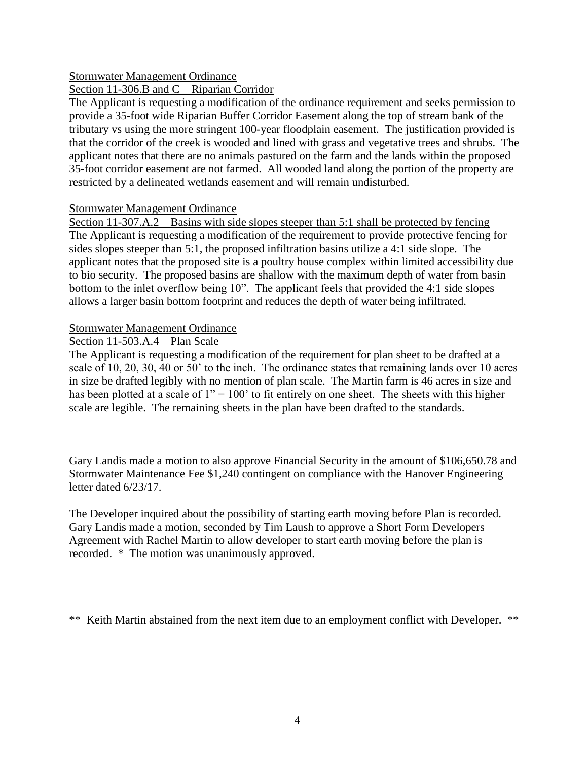Stormwater Management Ordinance

Section 11-306.B and C – Riparian Corridor

The Applicant is requesting a modification of the ordinance requirement and seeks permission to provide a 35-foot wide Riparian Buffer Corridor Easement along the top of stream bank of the tributary vs using the more stringent 100-year floodplain easement. The justification provided is that the corridor of the creek is wooded and lined with grass and vegetative trees and shrubs. The applicant notes that there are no animals pastured on the farm and the lands within the proposed 35-foot corridor easement are not farmed. All wooded land along the portion of the property are restricted by a delineated wetlands easement and will remain undisturbed.

Stormwater Management Ordinance

Section 11-307.A.2 – Basins with side slopes steeper than 5:1 shall be protected by fencing

The Applicant is requesting a modification of the requirement to provide protective fencing for sides slopes steeper than 5:1, the proposed infiltration basins utilize a 4:1 side slope. The applicant notes that the proposed site is a poultry house complex within limited accessibility due to bio security. The proposed basins are shallow with the maximum depth of water from basin bottom to the inlet overflow being 10”. The applicant feels that provided the 4:1 side slopes allows a larger basin bottom footprint and reduces the depth of water being infiltrated.

Stormwater Management Ordinance

Section 11-503.A.4 – Plan Scale

The Applicant is requesting a modification of the requirement for plan sheet to be drafted at a scale of 10, 20, 30, 40 or 50’ to the inch. The ordinance states that remaining lands over 10 acres in size be drafted legibly with no mention of plan scale. The Martin farm is 46 acres in size and has been plotted at a scale of 1” = 100’ to fit entirely on one sheet. The sheets with this higher scale are legible. The remaining sheets in the plan have been drafted to the standards.

Gary Landis made a motion to also approve Financial Security in the amount of $106,650.78 and Stormwater Maintenance Fee $1,240 contingent on compliance with the Hanover Engineering letter dated 6/23/17.

The Developer inquired about the possibility of starting earth moving before Plan is recorded. Gary Landis made a motion, seconded by Tim Laush to approve a Short Form Developers Agreement with Rachel Martin to allow developer to start earth moving before the plan is recorded. * The motion was unanimously approved.

** Keith Martin abstained from the next item due to an employment conflict with Developer. **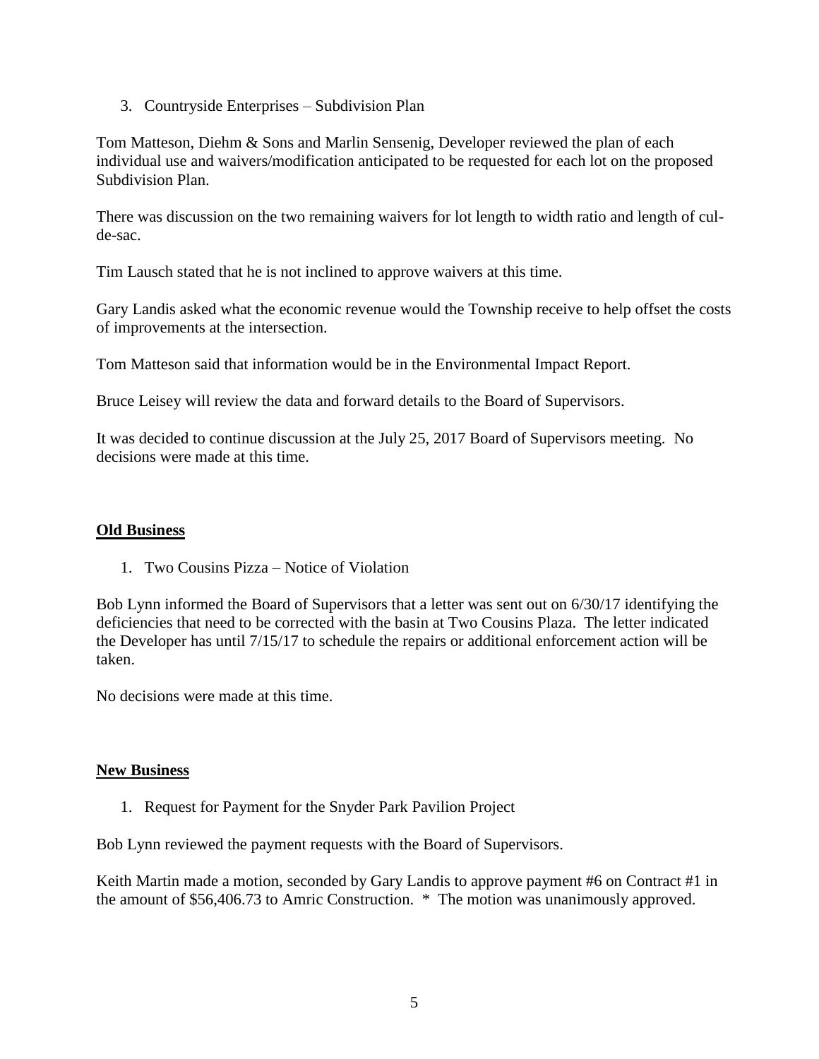3. Countryside Enterprises – Subdivision Plan

Tom Matteson, Diehm & Sons and Marlin Sensenig, Developer reviewed the plan of each individual use and waivers/modification anticipated to be requested for each lot on the proposed Subdivision Plan.

There was discussion on the two remaining waivers for lot length to width ratio and length of cul-de-sac.

Tim Lausch stated that he is not inclined to approve waivers at this time.

Gary Landis asked what the economic revenue would the Township receive to help offset the costs of improvements at the intersection.

Tom Matteson said that information would be in the Environmental Impact Report.

Bruce Leisey will review the data and forward details to the Board of Supervisors.

It was decided to continue discussion at the July 25, 2017 Board of Supervisors meeting. No decisions were made at this time.

## **Old Business**

1. Two Cousins Pizza – Notice of Violation

Bob Lynn informed the Board of Supervisors that a letter was sent out on 6/30/17 identifying the deficiencies that need to be corrected with the basin at Two Cousins Plaza. The letter indicated the Developer has until 7/15/17 to schedule the repairs or additional enforcement action will be taken.

No decisions were made at this time.

## **New Business**

1. Request for Payment for the Snyder Park Pavilion Project

Bob Lynn reviewed the payment requests with the Board of Supervisors.

Keith Martin made a motion, seconded by Gary Landis to approve payment #6 on Contract #1 in the amount of $56,406.73 to Amric Construction. * The motion was unanimously approved.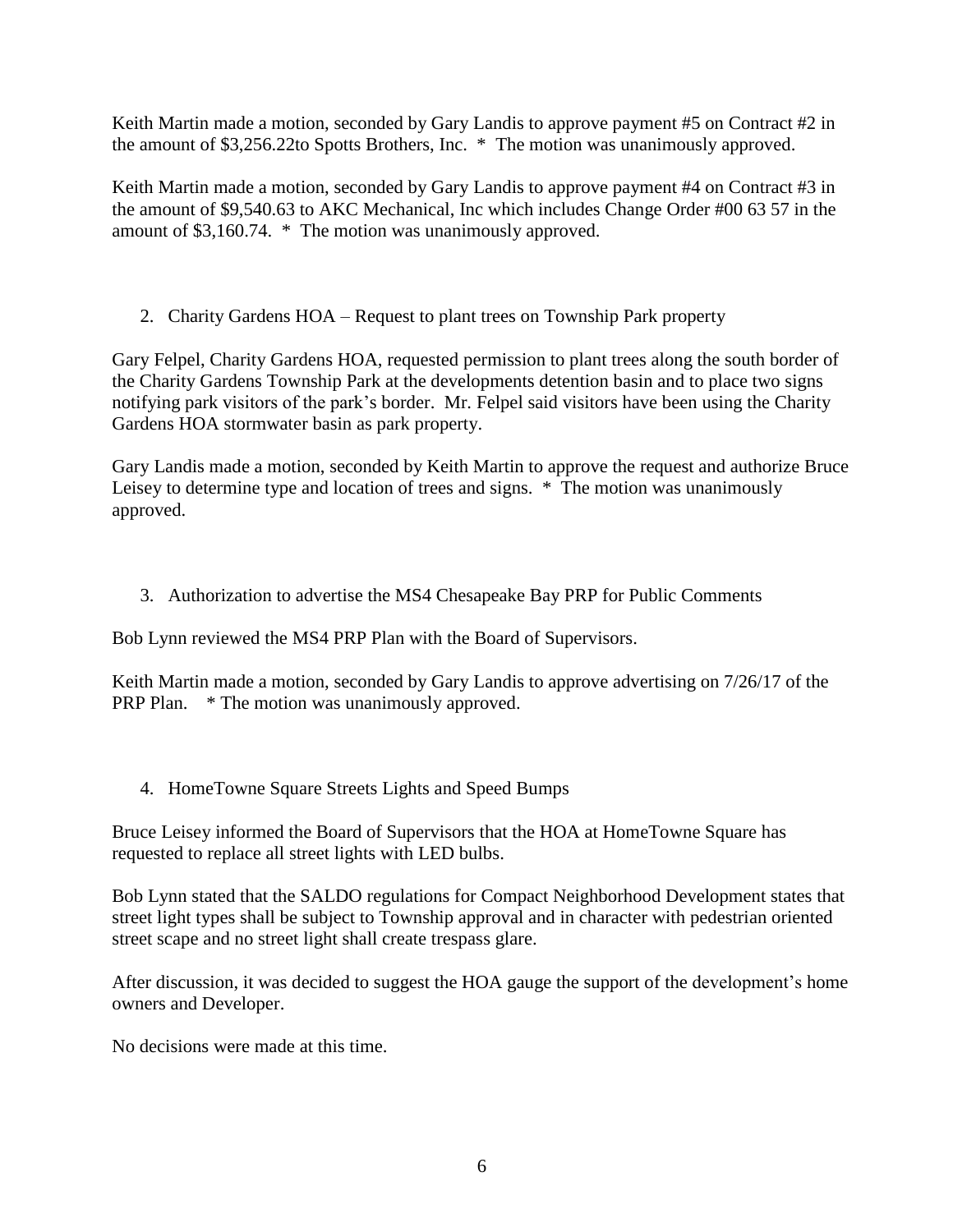Keith Martin made a motion, seconded by Gary Landis to approve payment #5 on Contract #2 in the amount of $3,256.22to Spotts Brothers, Inc. * The motion was unanimously approved.

Keith Martin made a motion, seconded by Gary Landis to approve payment #4 on Contract #3 in the amount of $9,540.63 to AKC Mechanical, Inc which includes Change Order #00 63 57 in the amount of $3,160.74. * The motion was unanimously approved.

2. Charity Gardens HOA – Request to plant trees on Township Park property

Gary Felpel, Charity Gardens HOA, requested permission to plant trees along the south border of the Charity Gardens Township Park at the developments detention basin and to place two signs notifying park visitors of the park's border. Mr. Felpel said visitors have been using the Charity Gardens HOA stormwater basin as park property.

Gary Landis made a motion, seconded by Keith Martin to approve the request and authorize Bruce Leisey to determine type and location of trees and signs. * The motion was unanimously approved.

3. Authorization to advertise the MS4 Chesapeake Bay PRP for Public Comments

Bob Lynn reviewed the MS4 PRP Plan with the Board of Supervisors.

Keith Martin made a motion, seconded by Gary Landis to approve advertising on 7/26/17 of the PRP Plan. * The motion was unanimously approved.

4. HomeTowne Square Streets Lights and Speed Bumps

Bruce Leisey informed the Board of Supervisors that the HOA at HomeTowne Square has requested to replace all street lights with LED bulbs.

Bob Lynn stated that the SALDO regulations for Compact Neighborhood Development states that street light types shall be subject to Township approval and in character with pedestrian oriented street scape and no street light shall create trespass glare.

After discussion, it was decided to suggest the HOA gauge the support of the development's home owners and Developer.

No decisions were made at this time.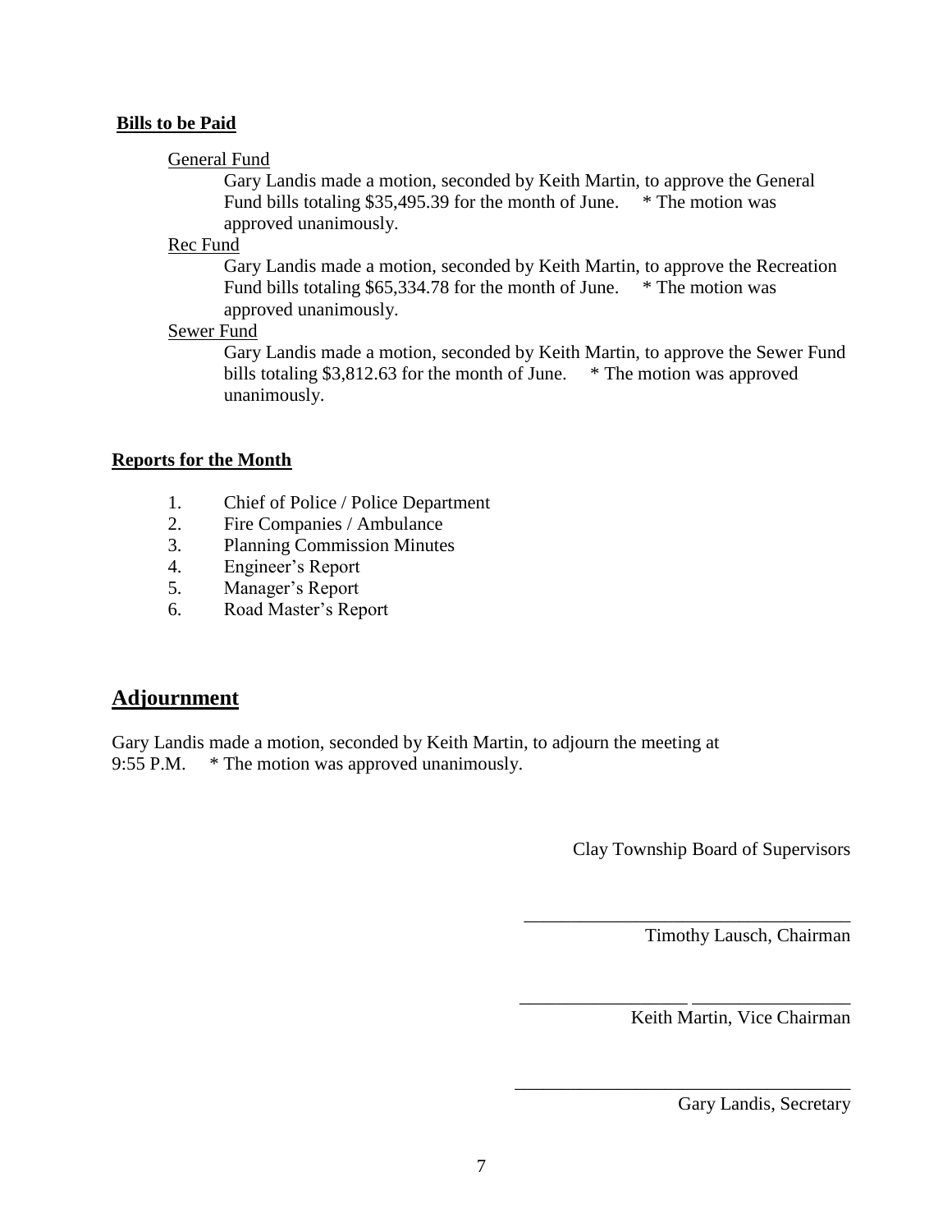**Bills to be Paid**

General Fund

Gary Landis made a motion, seconded by Keith Martin, to approve the General Fund bills totaling $35,495.39 for the month of June. * The motion was approved unanimously.

Rec Fund

Gary Landis made a motion, seconded by Keith Martin, to approve the Recreation Fund bills totaling $65,334.78 for the month of June. * The motion was approved unanimously.

Sewer Fund

Gary Landis made a motion, seconded by Keith Martin, to approve the Sewer Fund bills totaling $3,812.63 for the month of June. * The motion was approved unanimously.

**Reports for the Month**

1. Chief of Police / Police Department
2. Fire Companies / Ambulance
3. Planning Commission Minutes
4. Engineer's Report
5. Manager's Report
6. Road Master's Report

## Adjournment

Gary Landis made a motion, seconded by Keith Martin, to adjourn the meeting at 9:55 P.M. * The motion was approved unanimously.

Clay Township Board of Supervisors

___________________________________
Timothy Lausch, Chairman

___________________________________
Keith Martin, Vice Chairman

___________________________________
Gary Landis, Secretary